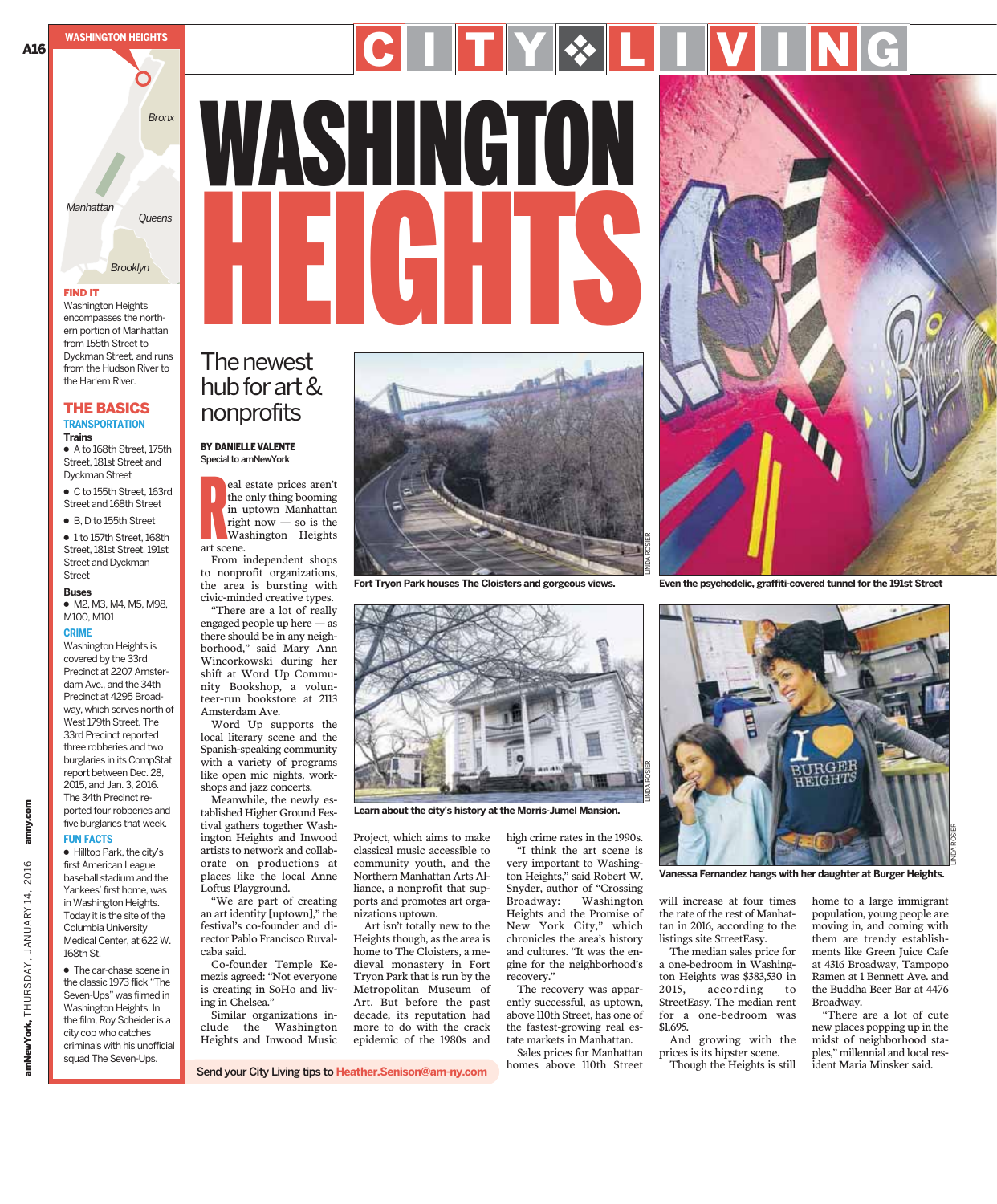# WASHINGTON HEIGHTS

## The newest hub for art & nonprofits

**BY DANIELLE VALENTE**
Special to amNewYork

Real estate prices aren't the only thing booming in uptown Manhattan right now — so is the Washington Heights art scene.

From independent shops to nonprofit organizations, the area is bursting with civic-minded creative types.

"There are a lot of really engaged people up here — as there should be in any neighborhood," said Mary Ann Wincorkowski during her shift at Word Up Community Bookshop, a volunteer-run bookstore at 2113 Amsterdam Ave.

Word Up supports the local literary scene and the Spanish-speaking community with a variety of programs like open mic nights, workshops and jazz concerts.

Meanwhile, the newly established Higher Ground Festival gathers together Washington Heights and Inwood artists to network and collaborate on productions at places like the local Anne Loftus Playground.

"We are part of creating an art identity [uptown]," the festival's co-founder and director Pablo Francisco Ruvalcaba said.

Co-founder Temple Kemezis agreed: "Not everyone is creating in SoHo and living in Chelsea."

Similar organizations include the Washington Heights and Inwood Music Project, which aims to make classical music accessible to community youth, and the Northern Manhattan Arts Alliance, a nonprofit that supports and promotes art organizations uptown.

Art isn't totally new to the Heights though, as the area is home to The Cloisters, a medieval monastery in Fort Tryon Park that is run by the Metropolitan Museum of Art. But before the past decade, its reputation had more to do with the crack epidemic of the 1980s and high crime rates in the 1990s.

"I think the art scene is very important to Washington Heights," said Robert W. Snyder, author of "Crossing Broadway: Washington Heights and the Promise of New York City," which chronicles the area's history and cultures. "It was the engine for the neighborhood's recovery."

The recovery was apparently successful, as uptown, above 110th Street, has one of the fastest-growing real estate markets in Manhattan.

Sales prices for Manhattan homes above 110th Street will increase at four times the rate of the rest of Manhattan in 2016, according to the listings site StreetEasy.

The median sales price for a one-bedroom in Washington Heights was $383,530 in 2015, according to StreetEasy. The median rent for a one-bedroom was $1,695.

And growing with the prices is its hipster scene.

Though the Heights is still home to a large immigrant population, young people are moving in, and coming with them are trendy establishments like Green Juice Cafe at 4316 Broadway, Tampopo Ramen at 1 Bennett Ave. and the Buddha Beer Bar at 4476 Broadway.

"There are a lot of cute new places popping up in the midst of neighborhood staples," millennial and local resident Maria Minsker said.

Fort Tryon Park houses The Cloisters and gorgeous views.

Learn about the city's history at the Morris-Jumel Mansion.

Even the psychedelic, graffiti-covered tunnel for the 191st Street

Vanessa Fernandez hangs with her daughter at Burger Heights.

Send your City Living tips to Heather.Senison@am-ny.com

---

**WASHINGTON HEIGHTS**

### FIND IT

Washington Heights encompasses the northern portion of Manhattan from 155th Street to Dyckman Street, and runs from the Hudson River to the Harlem River.

### THE BASICS

#### TRANSPORTATION

**Trains**

- A to 168th Street, 175th Street, 181st Street and Dyckman Street
- C to 155th Street, 163rd Street and 168th Street
- B, D to 155th Street
- 1 to 157th Street, 168th Street, 181st Street, 191st Street and Dyckman Street

**Buses**

- M2, M3, M4, M5, M98, M100, M101

#### CRIME

Washington Heights is covered by the 33rd Precinct at 2207 Amsterdam Ave., and the 34th Precinct at 4295 Broadway, which serves north of West 179th Street. The 33rd Precinct reported three robberies and two burglaries in its CompStat report between Dec. 28, 2015, and Jan. 3, 2016. The 34th Precinct reported four robberies and five burglaries that week.

#### FUN FACTS

- Hilltop Park, the city's first American League baseball stadium and the Yankees' first home, was in Washington Heights. Today it is the site of the Columbia University Medical Center, at 622 W. 168th St.
- The car-chase scene in the classic 1973 flick "The Seven-Ups" was filmed in Washington Heights. In the film, Roy Scheider is a city cop who catches criminals with his unofficial squad The Seven-Ups.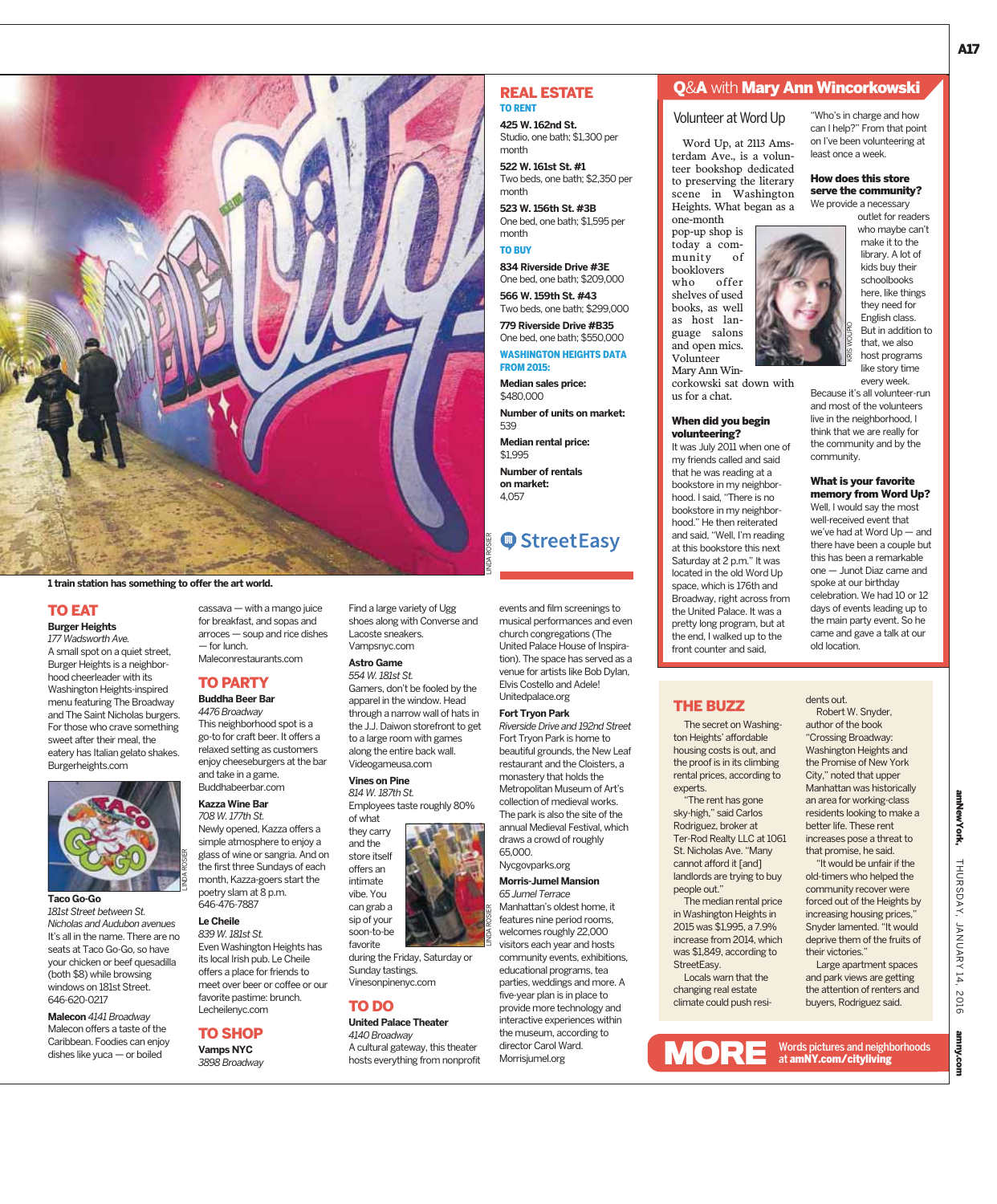1 train station has something to offer the art world.

## TO EAT

**Burger Heights**
*177 Wadsworth Ave.*
A small spot on a quiet street, Burger Heights is a neighborhood cheerleader with its Washington Heights-inspired menu featuring The Broadway and The Saint Nicholas burgers. For those who crave something sweet after their meal, the eatery has Italian gelato shakes. Burgerheights.com

**Taco Go-Go**
*181st Street between St. Nicholas and Audubon avenues*
It's all in the name. There are no seats at Taco Go-Go, so have your chicken or beef quesadilla (both $8) while browsing windows on 181st Street. 646-620-0217

**Malecon** *4141 Broadway*
Malecon offers a taste of the Caribbean. Foodies can enjoy dishes like yuca — or boiled cassava — with a mango juice for breakfast, and sopas and arroces — soup and rice dishes — for lunch.
Maleconrestaurants.com

## TO PARTY

**Buddha Beer Bar**
*4476 Broadway*
This neighborhood spot is a go-to for craft beer. It offers a relaxed setting as customers enjoy cheeseburgers at the bar and take in a game.
Buddhabeerbar.com

**Kazza Wine Bar**
*708 W. 177th St.*
Newly opened, Kazza offers a simple atmosphere to enjoy a glass of wine or sangria. And on the first three Sundays of each month, Kazza-goers start the poetry slam at 8 p.m.
646-476-7887

**Le Cheile**
*839 W. 181st St.*
Even Washington Heights has its local Irish pub. Le Cheile offers a place for friends to meet over beer or coffee or our favorite pastime: brunch.
Lecheilenyc.com

## TO SHOP

**Vamps NYC**
*3898 Broadway*
Find a large variety of Ugg shoes along with Converse and Lacoste sneakers.
Vampsnyc.com

**Astro Game**
*554 W. 181st St.*
Gamers, don't be fooled by the apparel in the window. Head through a narrow wall of hats in the J.J. Daiwon storefront to get to a large room with games along the entire back wall.
Videogameusa.com

**Vines on Pine**
*814 W. 187th St.*
Employees taste roughly 80% of what they carry and the store itself offers an intimate vibe. You can grab a sip of your soon-to-be favorite during the Friday, Saturday or Sunday tastings.
Vinesonpinenyc.com

## TO DO

**United Palace Theater**
*4140 Broadway*
A cultural gateway, this theater hosts everything from nonprofit events and film screenings to musical performances and even church congregations (The United Palace House of Inspiration). The space has served as a venue for artists like Bob Dylan, Elvis Costello and Adele!
Unitedpalace.org

**Fort Tryon Park**
*Riverside Drive and 192nd Street*
Fort Tryon Park is home to beautiful grounds, the New Leaf restaurant and the Cloisters, a monastery that holds the Metropolitan Museum of Art's collection of medieval works. The park is also the site of the annual Medieval Festival, which draws a crowd of roughly 65,000.
Nycgovparks.org

**Morris-Jumel Mansion**
*65 Jumel Terrace*
Manhattan's oldest home, it features nine period rooms, welcomes roughly 22,000 visitors each year and hosts community events, exhibitions, educational programs, tea parties, weddings and more. A five-year plan is in place to provide more technology and interactive experiences within the museum, according to director Carol Ward.
Morrisjumel.org

## REAL ESTATE

### TO RENT

**425 W. 162nd St.**
Studio, one bath; $1,300 per month

**522 W. 161st St. #1**
Two beds, one bath; $2,350 per month

**523 W. 156th St. #3B**
One bed, one bath; $1,595 per month

### TO BUY

**834 Riverside Drive #3E**
One bed, one bath; $209,000

**566 W. 159th St. #43**
Two beds, one bath; $299,000

**779 Riverside Drive #B35**
One bed, one bath; $550,000

### WASHINGTON HEIGHTS DATA FROM 2015:

**Median sales price:**
$480,000

**Number of units on market:**
539

**Median rental price:**
$1,995

**Number of rentals on market:**
4,057

StreetEasy

## Q&A with Mary Ann Wincorkowski

### Volunteer at Word Up

Word Up, at 2113 Amsterdam Ave., is a volunteer bookshop dedicated to preserving the literary scene in Washington Heights. What began as a one-month pop-up shop is today a community of booklovers who offer shelves of used books, as well as host language salons and open mics. Volunteer Mary Ann Wincorkowski sat down with us for a chat.

**When did you begin volunteering?**
It was July 2011 when one of my friends called and said that he was reading at a bookstore in my neighborhood. I said, "There is no bookstore in my neighborhood." He then reiterated and said, "Well, I'm reading at this bookstore this next Saturday at 2 p.m." It was located in the old Word Up space, which is 176th and Broadway, right across from the United Palace. It was a pretty long program, but at the end, I walked up to the front counter and said, "Who's in charge and how can I help?" From that point on I've been volunteering at least once a week.

**How does this store serve the community?**
We provide a necessary outlet for readers who maybe can't make it to the library. A lot of kids buy their schoolbooks here, like things they need for English class. But in addition to that, we also host programs like story time every week. Because it's all volunteer-run and most of the volunteers live in the neighborhood, I think that we are really for the community and by the community.

**What is your favorite memory from Word Up?**
Well, I would say the most well-received event that we've had at Word Up — and there have been a couple but this has been a remarkable one — Junot Diaz came and spoke at our birthday celebration. We had 10 or 12 days of events leading up to the main party event. So he came and gave a talk at our old location.

## THE BUZZ

The secret on Washington Heights' affordable housing costs is out, and the proof is in its climbing rental prices, according to experts.

"The rent has gone sky-high," said Carlos Rodriguez, broker at Ter-Rod Realty LLC at 1061 St. Nicholas Ave. "Many cannot afford it [and] landlords are trying to buy people out."

The median rental price in Washington Heights in 2015 was $1,995, a 7.9% increase from 2014, which was $1,849, according to StreetEasy.

Locals warn that the changing real estate climate could push residents out.

Robert W. Snyder, author of the book "Crossing Broadway: Washington Heights and the Promise of New York City," noted that upper Manhattan was historically an area for working-class residents looking to make a better life. These rent increases pose a threat to that promise, he said.

"It would be unfair if the old-timers who helped the community recover were forced out of the Heights by increasing housing prices," Snyder lamented. "It would deprive them of the fruits of their victories."

Large apartment spaces and park views are getting the attention of renters and buyers, Rodriguez said.

**MORE** Words pictures and neighborhoods at **amNY.com/cityliving**